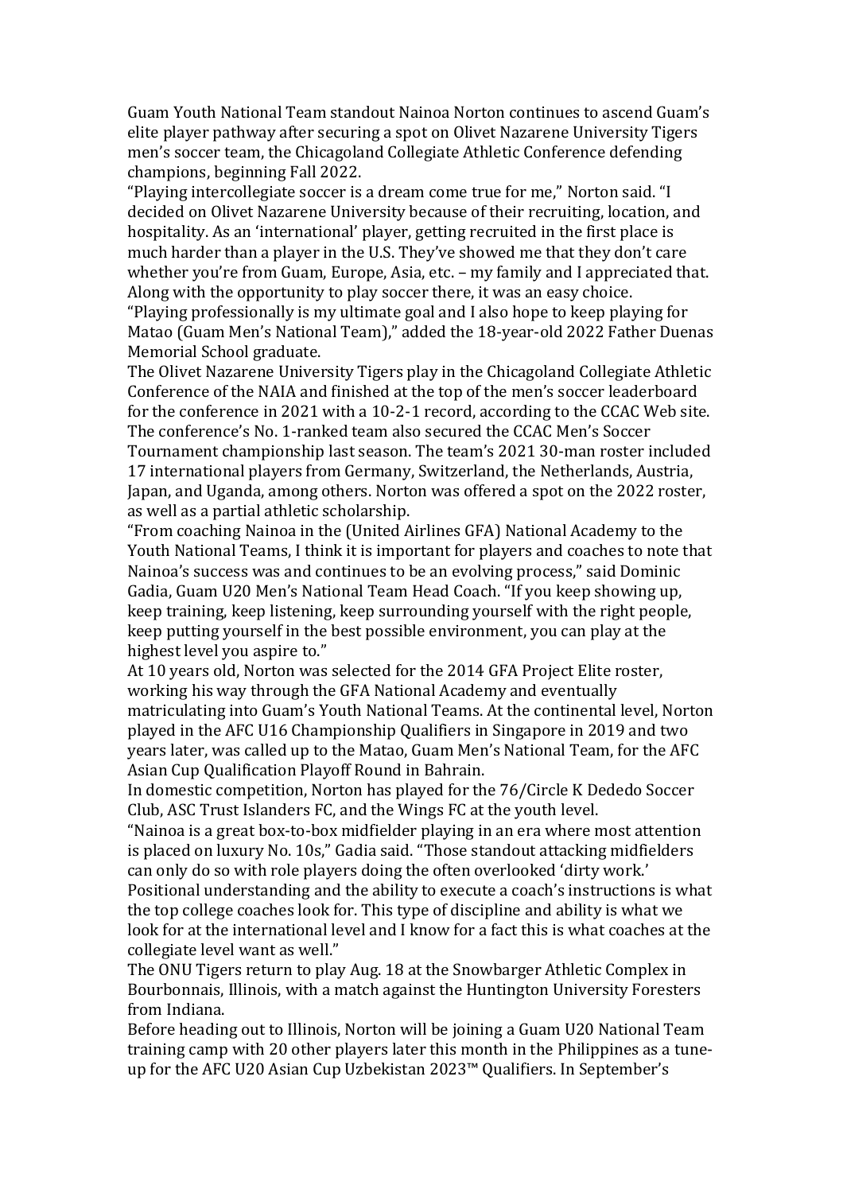Guam Youth National Team standout Nainoa Norton continues to ascend Guam's elite player pathway after securing a spot on Olivet Nazarene University Tigers men's soccer team, the Chicagoland Collegiate Athletic Conference defending champions, beginning Fall 2022.

"Playing intercollegiate soccer is a dream come true for me," Norton said. "I decided on Olivet Nazarene University because of their recruiting, location, and hospitality. As an 'international' player, getting recruited in the first place is much harder than a player in the U.S. They've showed me that they don't care whether you're from Guam, Europe, Asia, etc. – my family and I appreciated that. Along with the opportunity to play soccer there, it was an easy choice.

"Playing professionally is my ultimate goal and I also hope to keep playing for Matao (Guam Men's National Team)," added the 18-year-old 2022 Father Duenas Memorial School graduate.

The Olivet Nazarene University Tigers play in the Chicagoland Collegiate Athletic Conference of the NAIA and finished at the top of the men's soccer leaderboard for the conference in 2021 with a 10-2-1 record, according to the CCAC Web site. The conference's No. 1-ranked team also secured the CCAC Men's Soccer Tournament championship last season. The team's 2021 30-man roster included 17 international players from Germany, Switzerland, the Netherlands, Austria, Japan, and Uganda, among others. Norton was offered a spot on the 2022 roster, as well as a partial athletic scholarship.

"From coaching Nainoa in the (United Airlines GFA) National Academy to the Youth National Teams, I think it is important for players and coaches to note that Nainoa's success was and continues to be an evolving process," said Dominic Gadia, Guam U20 Men's National Team Head Coach. "If you keep showing up, keep training, keep listening, keep surrounding yourself with the right people, keep putting yourself in the best possible environment, you can play at the highest level you aspire to."

At 10 years old, Norton was selected for the 2014 GFA Project Elite roster, working his way through the GFA National Academy and eventually matriculating into Guam's Youth National Teams. At the continental level, Norton played in the AFC U16 Championship Qualifiers in Singapore in 2019 and two years later, was called up to the Matao, Guam Men's National Team, for the AFC Asian Cup Qualification Playoff Round in Bahrain.

In domestic competition, Norton has played for the 76/Circle K Dededo Soccer Club, ASC Trust Islanders FC, and the Wings FC at the youth level.

"Nainoa is a great box-to-box midfielder playing in an era where most attention is placed on luxury No. 10s," Gadia said. "Those standout attacking midfielders can only do so with role players doing the often overlooked 'dirty work.' Positional understanding and the ability to execute a coach's instructions is what the top college coaches look for. This type of discipline and ability is what we look for at the international level and I know for a fact this is what coaches at the collegiate level want as well."

The ONU Tigers return to play Aug. 18 at the Snowbarger Athletic Complex in Bourbonnais, Illinois, with a match against the Huntington University Foresters from Indiana.

Before heading out to Illinois, Norton will be joining a Guam U20 National Team training camp with 20 other players later this month in the Philippines as a tune-up for the AFC U20 Asian Cup Uzbekistan 2023™ Qualifiers. In September's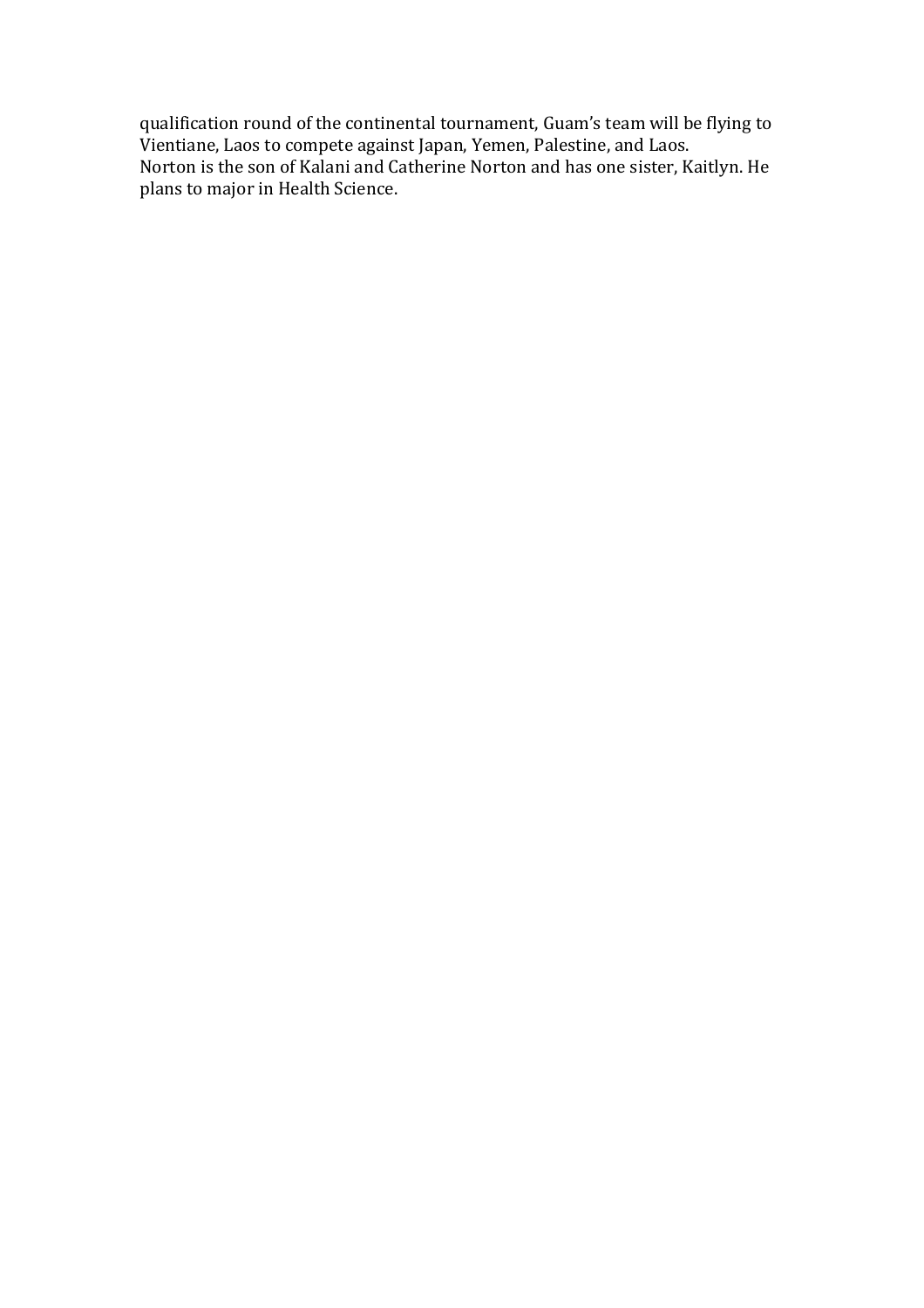qualification round of the continental tournament, Guam's team will be flying to Vientiane, Laos to compete against Japan, Yemen, Palestine, and Laos.

Norton is the son of Kalani and Catherine Norton and has one sister, Kaitlyn. He plans to major in Health Science.